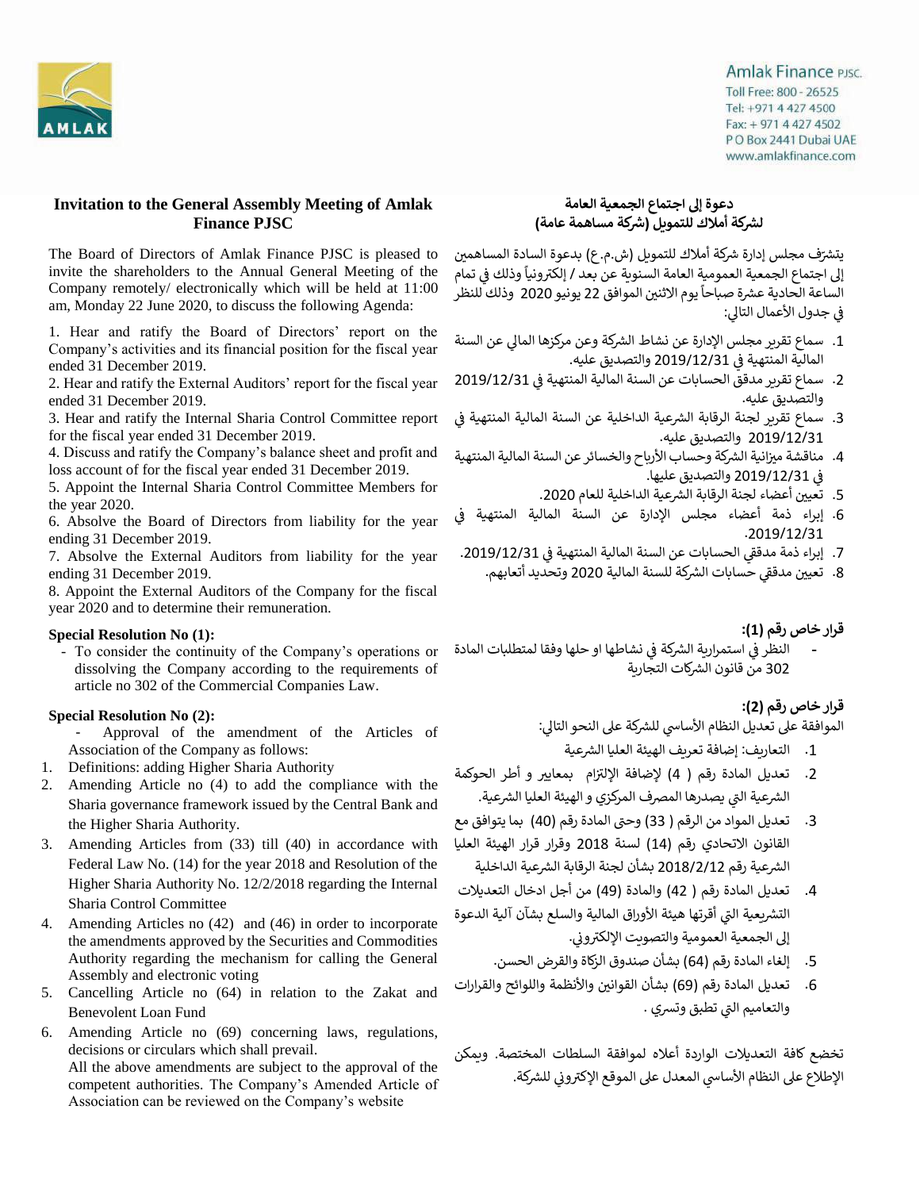Amlak Finance PJSC.
Toll Free: 800 - 26525
Tel: +971 4 427 4500
Fax: + 971 4 427 4502
P O Box 2441 Dubai UAE
www.amlakfinance.com

## Invitation to the General Assembly Meeting of Amlak Finance PJSC

The Board of Directors of Amlak Finance PJSC is pleased to invite the shareholders to the Annual General Meeting of the Company remotely/ electronically which will be held at 11:00 am, Monday 22 June 2020, to discuss the following Agenda:

1. Hear and ratify the Board of Directors' report on the Company's activities and its financial position for the fiscal year ended 31 December 2019.
2. Hear and ratify the External Auditors' report for the fiscal year ended 31 December 2019.
3. Hear and ratify the Internal Sharia Control Committee report for the fiscal year ended 31 December 2019.
4. Discuss and ratify the Company's balance sheet and profit and loss account of for the fiscal year ended 31 December 2019.
5. Appoint the Internal Sharia Control Committee Members for the year 2020.
6. Absolve the Board of Directors from liability for the year ending 31 December 2019.
7. Absolve the External Auditors from liability for the year ending 31 December 2019.
8. Appoint the External Auditors of the Company for the fiscal year 2020 and to determine their remuneration.

**Special Resolution No (1):**

- To consider the continuity of the Company's operations or dissolving the Company according to the requirements of article no 302 of the Commercial Companies Law.

**Special Resolution No (2):**

- Approval of the amendment of the Articles of Association of the Company as follows:

1. Definitions: adding Higher Sharia Authority
2. Amending Article no (4) to add the compliance with the Sharia governance framework issued by the Central Bank and the Higher Sharia Authority.
3. Amending Articles from (33) till (40) in accordance with Federal Law No. (14) for the year 2018 and Resolution of the Higher Sharia Authority No. 12/2/2018 regarding the Internal Sharia Control Committee
4. Amending Articles no (42) and (46) in order to incorporate the amendments approved by the Securities and Commodities Authority regarding the mechanism for calling the General Assembly and electronic voting
5. Cancelling Article no (64) in relation to the Zakat and Benevolent Loan Fund
6. Amending Article no (69) concerning laws, regulations, decisions or circulars which shall prevail.

All the above amendments are subject to the approval of the competent authorities. The Company's Amended Article of Association can be reviewed on the Company's website

## دعوة إلى اجتماع الجمعية العامة لشركة أملاك للتمويل (شركة مساهمة عامة)

يتشرّف مجلس إدارة شركة أملاك للتمويل (ش.م.ع) بدعوة السادة المساهمين إلى اجتماع الجمعية العمومية العامة السنوية عن بعد / إلكترونياً وذلك في تمام الساعة الحادية عشرة صباحاً يوم الاثنين الموافق 22 يونيو 2020 وذلك للنظر في جدول الأعمال التالي:

1. سماع تقرير مجلس الإدارة عن نشاط الشركة وعن مركزها المالي عن السنة المالية المنتهية في 2019/12/31 والتصديق عليه.
2. سماع تقرير مدقق الحسابات عن السنة المالية المنتهية في 2019/12/31 والتصديق عليه.
3. سماع تقرير لجنة الرقابة الشرعية الداخلية عن السنة المالية المنتهية في 2019/12/31 والتصديق عليه.
4. مناقشة ميزانية الشركة وحساب الأرباح والخسائر عن السنة المالية المنتهية في 2019/12/31 والتصديق عليها.
5. تعيين أعضاء لجنة الرقابة الشرعية الداخلية للعام 2020.
6. إبراء ذمة أعضاء مجلس الإدارة عن السنة المالية المنتهية في 2019/12/31.
7. إبراء ذمة مدققي الحسابات عن السنة المالية المنتهية في 2019/12/31.
8. تعيين مدققي حسابات الشركة للسنة المالية 2020 وتحديد أتعابهم.

**قرار خاص رقم (1):**

- النظر في استمرارية الشركة في نشاطها او حلها وفقا لمتطلبات المادة 302 من قانون الشركات التجارية

**قرار خاص رقم (2):**

الموافقة على تعديل النظام الأساسي للشركة على النحو التالي:

1. التعاريف: إضافة تعريف الهيئة العليا الشرعية
2. تعديل المادة رقم ( 4) لإضافة الإلتزام بمعايير و أطر الحوكمة الشرعية التي يصدرها المصرف المركزي و الهيئة العليا الشرعية.
3. تعديل المواد من الرقم ( 33) وحتى المادة رقم (40) بما يتوافق مع القانون الاتحادي رقم (14) لسنة 2018 وقرار الهيئة العليا الشرعية رقم 2018/2/12 بشأن لجنة الرقابة الشرعية الداخلية
4. تعديل المادة رقم ( 42) والمادة (49) من أجل ادخال التعديلات التشريعية التي أقرتها هيئة الأوراق المالية والسلع بشأن آلية الدعوة إلى الجمعية العمومية والتصويت الإلكتروني.
5. إلغاء المادة رقم (64) بشأن صندوق الزكاة والقرض الحسن.
6. تعديل المادة رقم (69) بشأن القوانين والأنظمة واللوائح والقرارات والتعاميم التي تطبق وتسري .

تخضع كافة التعديلات الواردة أعلاه لموافقة السلطات المختصة. ويمكن الإطلاع على النظام الأساسي المعدل على الموقع الإكتروني للشركة.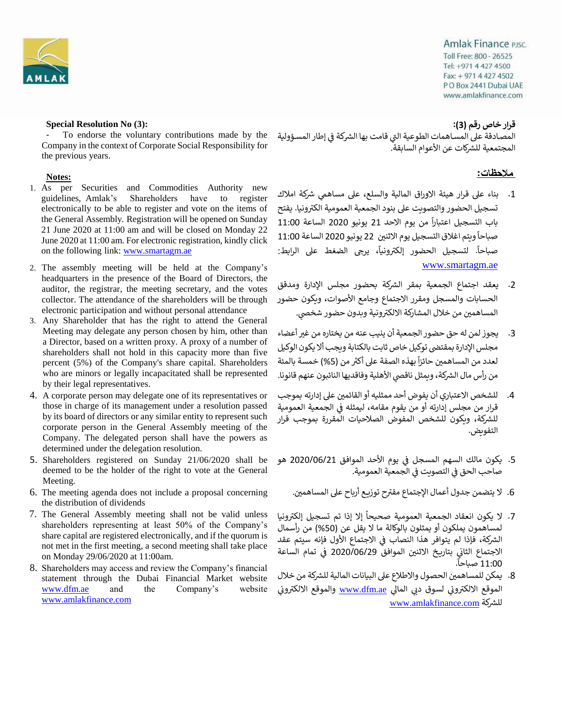Amlak Finance PJSC.
Toll Free: 800 - 26525
Tel: +971 4 427 4500
Fax: + 971 4 427 4502
P O Box 2441 Dubai UAE
www.amlakfinance.com

**Special Resolution No (3):**

- To endorse the voluntary contributions made by the Company in the context of Corporate Social Responsibility for the previous years.

**Notes:**

1. As per Securities and Commodities Authority new guidelines, Amlak's Shareholders have to register electronically to be able to register and vote on the items of the General Assembly. Registration will be opened on Sunday 21 June 2020 at 11:00 am and will be closed on Monday 22 June 2020 at 11:00 am. For electronic registration, kindly click on the following link: www.smartagm.ae
2. The assembly meeting will be held at the Company's headquarters in the presence of the Board of Directors, the auditor, the registrar, the meeting secretary, and the votes collector. The attendance of the shareholders will be through electronic participation and without personal attendance
3. Any Shareholder that has the right to attend the General Meeting may delegate any person chosen by him, other than a Director, based on a written proxy. A proxy of a number of shareholders shall not hold in this capacity more than five percent (5%) of the Company's share capital. Shareholders who are minors or legally incapacitated shall be represented by their legal representatives.
4. A corporate person may delegate one of its representatives or those in charge of its management under a resolution passed by its board of directors or any similar entity to represent such corporate person in the General Assembly meeting of the Company. The delegated person shall have the powers as determined under the delegation resolution.
5. Shareholders registered on Sunday 21/06/2020 shall be deemed to be the holder of the right to vote at the General Meeting.
6. The meeting agenda does not include a proposal concerning the distribution of dividends
7. The General Assembly meeting shall not be valid unless shareholders representing at least 50% of the Company's share capital are registered electronically, and if the quorum is not met in the first meeting, a second meeting shall take place on Monday 29/06/2020 at 11:00am.
8. Shareholders may access and review the Company's financial statement through the Dubai Financial Market website www.dfm.ae and the Company's website www.amlakfinance.com

**قرار خاص رقم (3):**

المصادقة على المساهمات الطوعية التي قامت بها الشركة في إطار المسؤولية المجتمعية للشركات عن الأعوام السابقة.

**ملاحظات:**

1. بناء على قرار هيئة الاوراق المالية والسلع، على مساهمي شركة املاك تسجيل الحضور والتصويت على بنود الجمعية العمومية الكترونيا. يفتح باب التسجيل اعتباراً من يوم الاحد 21 يونيو 2020 الساعة 11:00 صباحاً ويتم اغلاق التسجيل يوم الاثنين 22 يونيو 2020 الساعة 11:00 صباحاً. لتسجيل الحضور إلكترونياً، يرجى الضغط على الرابط: www.smartagm.ae
2. يعقد اجتماع الجمعية بمقر الشركة بحضور مجلس الإدارة ومدقق الحسابات والمسجل ومقرر الاجتماع وجامع الأصوات، ويكون حضور المساهمين من خلال المشاركة الالكترونية وبدون حضور شخصي.
3. يجوز لمن له حق حضور الجمعية أن ينيب عنه من يختاره من غير أعضاء مجلس الإدارة بمقتضى توكيل خاص ثابت بالكتابة ويجب ألا يكون الوكيل لعدد من المساهمين حائزاً بهذه الصفة على أكثر من (5%) خمسة بالمئة من رأس مال الشركة، ويمثل ناقصي الأهلية وفاقديها النائبون عنهم قانونا.
4. للشخص الاعتباري أن يفوض أحد ممثليه أو القائمين على إدارته بموجب قرار من مجلس إدارته أو من يقوم مقامه، ليمثله في الجمعية العمومية للشركة، ويكون للشخص المفوض الصلاحيات المقررة بموجب قرار التفويض.
5. يكون مالك السهم المسجل في يوم الأحد الموافق 2020/06/21 هو صاحب الحق في التصويت في الجمعية العمومية.
6. لا يتضمن جدول أعمال الإجتماع مقترح توزيع أرباح على المساهمين.
7. لا يكون انعقاد الجمعية العمومية صحيحاً إلا إذا تم تسجيل إلكترونيا لمساهمون يملكون أو يمثلون بالوكالة ما لا يقل عن (50%) من رأسمال الشركة، فإذا لم يتوافر هذا النصاب في الاجتماع الأول فإنه سيتم عقد الاجتماع الثاني بتاريخ الاثنين الموافق 2020/06/29 في تمام الساعة 11:00 صباحاً.
8. يمكن للمساهمين الحصول والاطلاع على البيانات المالية للشركة من خلال الموقع الالكتروني لسوق دبي المالي www.dfm.ae والموقع الالكتروني للشركة www.amlakfinance.com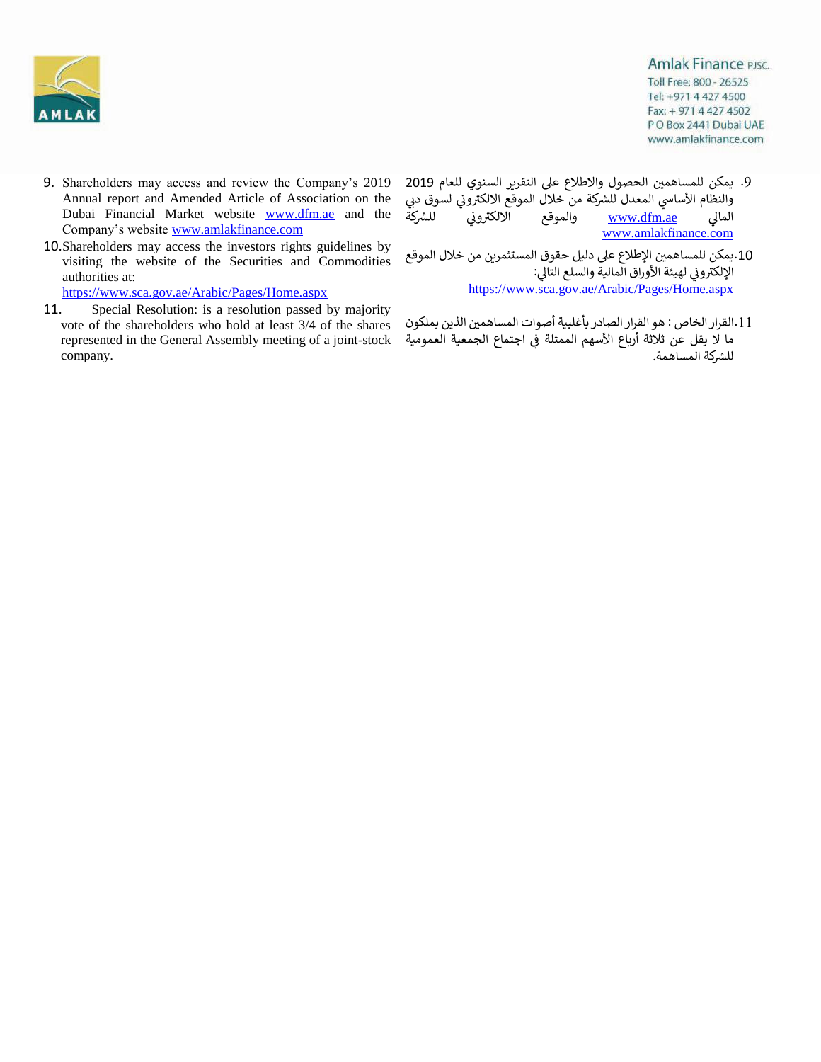9. Shareholders may access and review the Company's 2019 Annual report and Amended Article of Association on the Dubai Financial Market website www.dfm.ae and the Company's website www.amlakfinance.com

10. Shareholders may access the investors rights guidelines by visiting the website of the Securities and Commodities authorities at: https://www.sca.gov.ae/Arabic/Pages/Home.aspx

11. Special Resolution: is a resolution passed by majority vote of the shareholders who hold at least 3/4 of the shares represented in the General Assembly meeting of a joint-stock company.

9. يمكن للمساهمين الحصول والاطلاع على التقرير السنوي للعام 2019 والنظام الأساسي المعدل للشركة من خلال الموقع الالكتروني لسوق دبي المالي www.dfm.ae والموقع الالكتروني للشركة www.amlakfinance.com

10. يمكن للمساهمين الإطلاع على دليل حقوق المستثمرين من خلال الموقع الإلكتروني لهيئة الأوراق المالية والسلع التالي: https://www.sca.gov.ae/Arabic/Pages/Home.aspx

11. القرار الخاص : هو القرار الصادر بأغلبية أصوات المساهمين الذين يملكون ما لا يقل عن ثلاثة أرباع الأسهم الممثلة في اجتماع الجمعية العمومية للشركة المساهمة.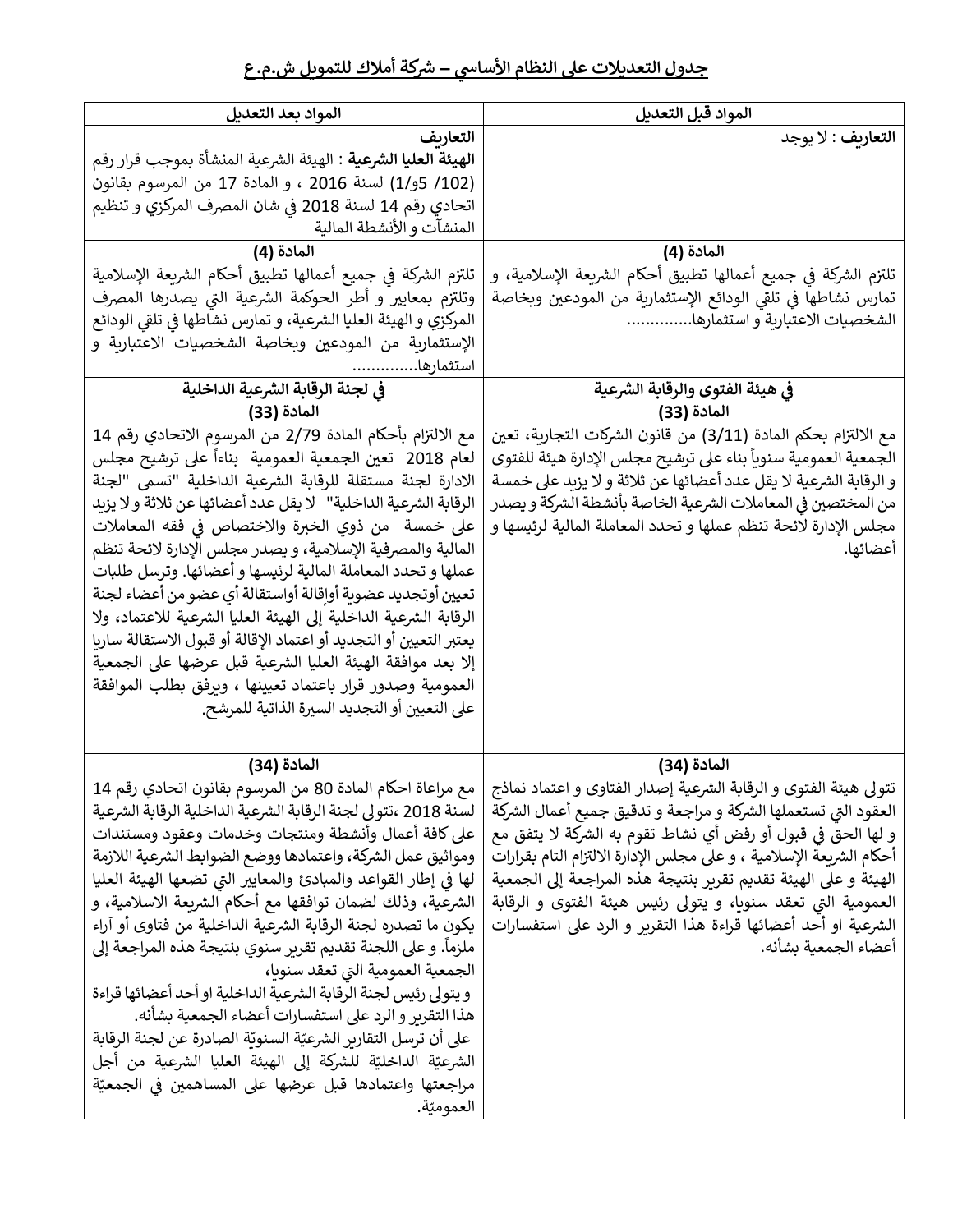## جدول التعديلات على النظام الأساسي – شركة أملاك للتمويل ش.م.ع

| المواد قبل التعديل | المواد بعد التعديل |
|---|---|
| **التعاريف** : لا يوجد | **التعاريف**<br>**الهيئة العليا الشرعية** : الهيئة الشرعية المنشأة بموجب قرار رقم (102/ 5و1/) لسنة 2016 ، و المادة 17 من المرسوم بقانون اتحادي رقم 14 لسنة 2018 في شان المصرف المركزي و تنظيم المنشآت و الأنشطة المالية |
| **المادة (4)**<br>تلتزم الشركة في جميع أعمالها تطبيق أحكام الشريعة الإسلامية، و تمارس نشاطها في تلقي الودائع الإستثمارية من المودعين وبخاصة الشخصيات الاعتبارية و استثمارها.............. | **المادة (4)**<br>تلتزم الشركة في جميع أعمالها تطبيق أحكام الشريعة الإسلامية وتلتزم بمعايير و أطر الحوكمة الشرعية التي يصدرها المصرف المركزي و الهيئة العليا الشرعية، و تمارس نشاطها في تلقي الودائع الإستثمارية من المودعين وبخاصة الشخصيات الاعتبارية و استثمارها.............. |
| **في هيئة الفتوى والرقابة الشرعية**<br>**المادة (33)**<br>مع الالتزام بحكم المادة (3/11) من قانون الشركات التجارية، تعين الجمعية العمومية سنوياً بناء على ترشيح مجلس الإدارة هيئة للفتوى و الرقابة الشرعية لا يقل عدد أعضائها عن ثلاثة و لا يزيد على خمسة من المختصين في المعاملات الشرعية الخاصة بأنشطة الشركة و يصدر مجلس الإدارة لائحة تنظم عملها و تحدد المعاملة المالية لرئيسها و أعضائها. | **في لجنة الرقابة الشرعية الداخلية**<br>**المادة (33)**<br>مع الالتزام بأحكام المادة 2/79 من المرسوم الاتحادي رقم 14 لعام 2018 تعين الجمعية العمومية بناءاً على ترشيح مجلس الادارة لجنة مستقلة للرقابة الشرعية الداخلية "تسمى "لجنة الرقابة الشرعية الداخلية" لا يقل عدد أعضائها عن ثلاثة و لا يزيد على خمسة من ذوي الخبرة والاختصاص في فقه المعاملات المالية والمصرفية الإسلامية، و يصدر مجلس الإدارة لائحة تنظم عملها و تحدد المعاملة المالية لرئيسها و أعضائها. وترسل طلبات تعيين أوتجديد عضوية أوإقالة أواستقالة أي عضو من أعضاء لجنة الرقابة الشرعية الداخلية إلى الهيئة العليا الشرعية للاعتماد، ولا يعتبر التعيين أو التجديد أو اعتماد الإقالة أو قبول الاستقالة ساريا إلا بعد موافقة الهيئة العليا الشرعية قبل عرضها على الجمعية العمومية وصدور قرار باعتماد تعيينها ، ويرفق بطلب الموافقة على التعيين أو التجديد السيرة الذاتية للمرشح. |
| **المادة (34)**<br>تتولى هيئة الفتوى و الرقابة الشرعية إصدار الفتاوى و اعتماد نماذج العقود التي تستعملها الشركة و مراجعة و تدقيق جميع أعمال الشركة و لها الحق في قبول أو رفض أي نشاط تقوم به الشركة لا يتفق مع أحكام الشريعة الإسلامية ، و على مجلس الإدارة الالتزام التام بقرارات الهيئة و على الهيئة تقديم تقرير بنتيجة هذه المراجعة إلى الجمعية العمومية التي تعقد سنويا، و يتولى رئيس هيئة الفتوى و الرقابة الشرعية او أحد أعضائها قراءة هذا التقرير و الرد على استفسارات أعضاء الجمعية بشأنه. | **المادة (34)**<br>مع مراعاة احكام المادة 80 من المرسوم بقانون اتحادي رقم 14 لسنة 2018 ،تتولى لجنة الرقابة الشرعية الداخلية الرقابة الشرعية على كافة أعمال وأنشطة ومنتجات وخدمات وعقود ومستندات ومواثيق عمل الشركة، واعتمادها ووضع الضوابط الشرعية اللازمة لها في إطار القواعد والمبادئ والمعايير التي تضعها الهيئة العليا الشرعية، وذلك لضمان توافقها مع أحكام الشريعة الاسلامية، و يكون ما تصدره لجنة الرقابة الشرعية الداخلية من فتاوى أو آراء ملزماً. و على اللجنة تقديم تقرير سنوي بنتيجة هذه المراجعة إلى الجمعية العمومية التي تعقد سنويا،<br>و يتولى رئيس لجنة الرقابة الشرعية الداخلية او أحد أعضائها قراءة هذا التقرير و الرد على استفسارات أعضاء الجمعية بشأنه.<br>على أن ترسل التقارير الشرعيّة السنويّة الصادرة عن لجنة الرقابة الشرعيّة الداخليّة للشركة إلى الهيئة العليا الشرعية من أجل مراجعتها واعتمادها قبل عرضها على المساهمين في الجمعيّة العموميّة. |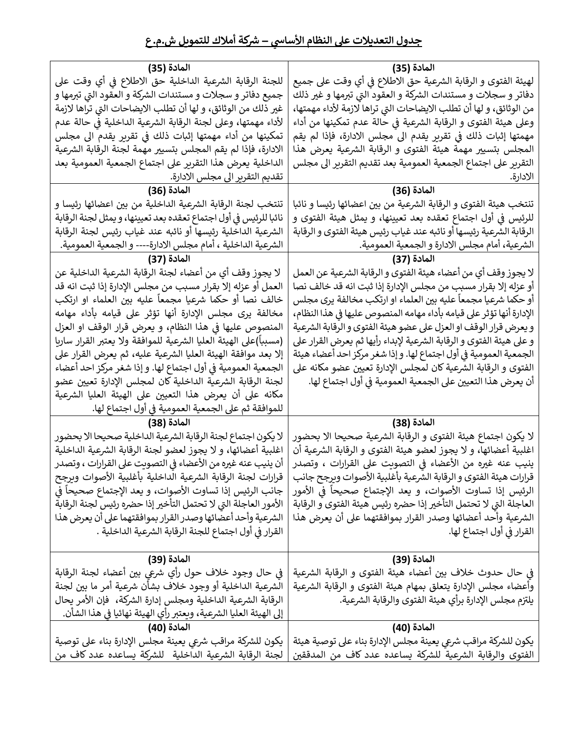## جدول التعديلات على النظام الأساسي – شركة أملاك للتمويل ش.م.ع

| المادة (35) | المادة (35) |
|---|---|
| لهيئة الفتوى و الرقابة الشرعية حق الاطلاع في أي وقت على جميع دفاتر و سجلات و مستندات الشركة و العقود التي تبرمها و غير ذلك من الوثائق، و لها أن تطلب الايضاحات التي تراها لازمة لأداء مهمتها، وعلى هيئة الفتوى و الرقابة الشرعية في حالة عدم تمكينها من أداء مهمتها إثبات ذلك في تقرير يقدم الى مجلس الادارة، فإذا لم يقم المجلس بتسيير مهمة هيئة الفتوى و الرقابة الشرعية يعرض هذا التقرير على اجتماع الجمعية العمومية بعد تقديم التقرير الى مجلس الادارة. | للجنة الرقابة الشرعية الداخلية حق الاطلاع في أي وقت على جميع دفاتر و سجلات و مستندات الشركة و العقود التي تبرمها و غير ذلك من الوثائق، و لها أن تطلب الايضاحات التي تراها لازمة لأداء مهمتها، وعلى لجنة الرقابة الشرعية الداخلية في حالة عدم تمكينها من أداء مهمتها إثبات ذلك في تقرير يقدم الى مجلس الادارة، فإذا لم يقم المجلس بتسيير مهمة لجنة الرقابة الشرعية الداخلية يعرض هذا التقرير على اجتماع الجمعية العمومية بعد تقديم التقرير الى مجلس الادارة. |
| **المادة (36)** | **المادة (36)** |
| تنتخب هيئة الفتوى و الرقابة الشرعية من بين اعضائها رئيسا و نائبا للرئيس في أول اجتماع تعقده بعد تعيينها، و يمثل هيئة الفتوى و الرقابة الشرعية رئيسها أو نائبه عند غياب رئيس هيئة الفتوى و الرقابة الشرعية، أمام مجلس الادارة و الجمعية العمومية. | تنتخب لجنة الرقابة الشرعية الداخلية من بين اعضائها رئيسا و نائبا للرئيس في أول اجتماع تعقده بعد تعيينها، و يمثل لجنة الرقابة الشرعية الداخلية رئيسها أو نائبه عند غياب رئيس لجنة الرقابة الشرعية الداخلية ، أمام مجلس الادارة---- و الجمعية العمومية. |
| **المادة (37)** | **المادة (37)** |
| لا يجوز وقف أي من أعضاء هيئة الفتوى و الرقابة الشرعية عن العمل أو عزله إلا بقرار مسبب من مجلس الإدارة إذا ثبت انه قد خالف نصا أو حكما شرعيا مجمعاً عليه بين العلماء او ارتكب مخالفة يرى مجلس الإدارة أنها تؤثر على قيامه بأداء مهامه المنصوص عليها في هذا النظام، و يعرض قرار الوقف او العزل على عضو هيئة الفتوى و الرقابة الشرعية و على هيئة الفتوى و الرقابة الشرعية لإبداء رأيها ثم يعرض القرار على الجمعية العمومية في أول اجتماع لها. و إذا شغر مركز احد أعضاء هيئة الفتوى و الرقابة الشرعية كان لمجلس الإدارة تعيين عضو مكانه على أن يعرض هذا التعيين على الجمعية العمومية في أول اجتماع لها. | لا يجوز وقف أي من أعضاء لجنة الرقابة الشرعية الداخلية عن العمل أو عزله إلا بقرار مسبب من مجلس الإدارة إذا ثبت انه قد خالف نصا أو حكما شرعيا مجمعاً عليه بين العلماء او ارتكب مخالفة يرى مجلس الإدارة أنها تؤثر على قيامه بأداء مهامه المنصوص عليها في هذا النظام، و يعرض قرار الوقف او العزل (مسبباً)على الهيئة العليا الشرعية للموافقة ولا يعتبر القرار ساريا إلا بعد موافقة الهيئة العليا الشرعية عليه، ثم يعرض القرار على الجمعية العمومية في أول اجتماع لها. و إذا شغر مركز احد أعضاء لجنة الرقابة الشرعية الداخلية كان لمجلس الإدارة تعيين عضو مكانه على أن يعرض هذا التعيين على الهيئة العليا الشرعية للموافقة ثم على الجمعية العمومية في أول اجتماع لها. |
| **المادة (38)** | **المادة (38)** |
| لا يكون اجتماع هيئة الفتوى و الرقابة الشرعية صحيحا الا بحضور اغلبية أعضائها، و لا يجوز لعضو هيئة الفتوى و الرقابة الشرعية أن ينيب عنه غيره من الأعضاء في التصويت على القرارات ، وتصدر قرارات هيئة الفتوى و الرقابة الشرعية بأغلبية الأصوات ويرجح جانب الرئيس إذا تساوت الأصوات، و يعد الإجتماع صحيحاً في الأمور العاجلة التي لا تحتمل التأخير إذا حضره رئيس هيئة الفتوى و الرقابة الشرعية وأحد أعضائها وصدر القرار بموافقتهما على أن يعرض هذا القرار في أول اجتماع لها. | لا يكون اجتماع لجنة الرقابة الشرعية الداخلية صحيحا الا بحضور اغلبية أعضائها، و لا يجوز لعضو لجنة الرقابة الشرعية الداخلية أن ينيب عنه غيره من الأعضاء في التصويت على القرارات ، وتصدر قرارات لجنة الرقابة الشرعية الداخلية بأغلبية الأصوات ويرجح جانب الرئيس إذا تساوت الأصوات، و يعد الإجتماع صحيحاً في الأمور العاجلة التي لا تحتمل التأخير إذا حضره رئيس لجنة الرقابة الشرعية وأحد أعضائها وصدر القرار بموافقتهما على أن يعرض هذا القرار في أول اجتماع للجنة الرقابة الشرعية الداخلية . |
| **المادة (39)** | **المادة (39)** |
| في حال حدوث خلاف بين أعضاء هيئة الفتوى و الرقابة الشرعية وأعضاء مجلس الإدارة يتعلق بمهام هيئة الفتوى و الرقابة الشرعية يلتزم مجلس الإدارة برأي هيئة الفتوى والرقابة الشرعية. | في حال وجود خلاف حول رأي شرعي بين أعضاء لجنة الرقابة الشرعية الداخلية أو وجود خلاف بشأن شرعية أمر ما بين لجنة الرقابة الشرعية الداخلية ومجلس إدارة الشركة، فإن الأمر يحال إلى الهيئة العليا الشرعية، ويعتبر رأي الهيئة نهائيا في هذا الشأن. |
| **المادة (40)** | **المادة (40)** |
| يكون للشركة مراقب شرعي يعينة مجلس الإدارة بناء على توصية هيئة الفتوى والرقابة الشرعية للشركة يساعده عدد كاف من المدققين | يكون للشركة مراقب شرعي يعينة مجلس الإدارة بناء على توصية لجنة الرقابة الشرعية الداخلية للشركة يساعده عدد كاف من |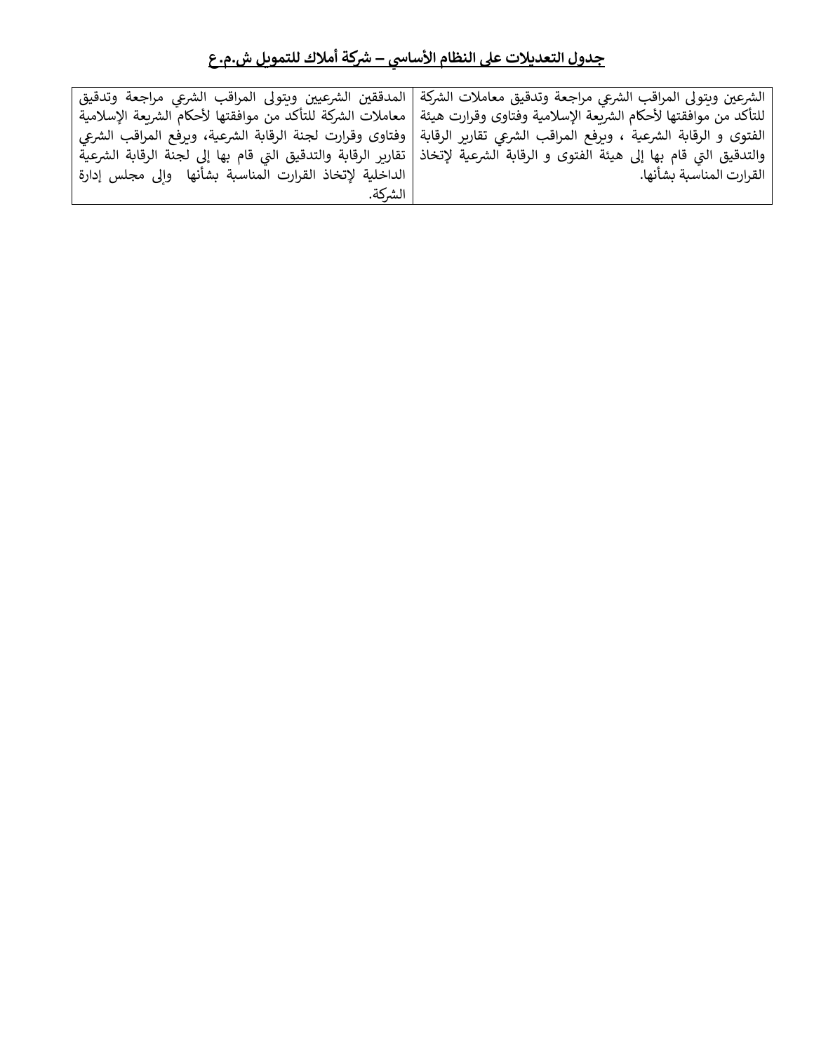## جدول التعديلات على النظام الأساسي – شركة أملاك للتمويل ش.م.ع

| | |
|---|---|
| الشرعين ويتولى المراقب الشرعي مراجعة وتدقيق معاملات الشركة للتأكد من موافقتها لأحكام الشريعة الإسلامية وفتاوى وقرارت هيئة الفتوى و الرقابة الشرعية ، ويرفع المراقب الشرعي تقارير الرقابة والتدقيق التي قام بها إلى هيئة الفتوى و الرقابة الشرعية لإتخاذ القرارت المناسبة بشأنها. | المدققين الشرعيين ويتولى المراقب الشرعي مراجعة وتدقيق معاملات الشركة للتأكد من موافقتها لأحكام الشريعة الإسلامية وفتاوى وقرارت لجنة الرقابة الشرعية، ويرفع المراقب الشرعي تقارير الرقابة والتدقيق التي قام بها إلى لجنة الرقابة الشرعية الداخلية لإتخاذ القرارت المناسبة بشأنها وإلى مجلس إدارة الشركة. |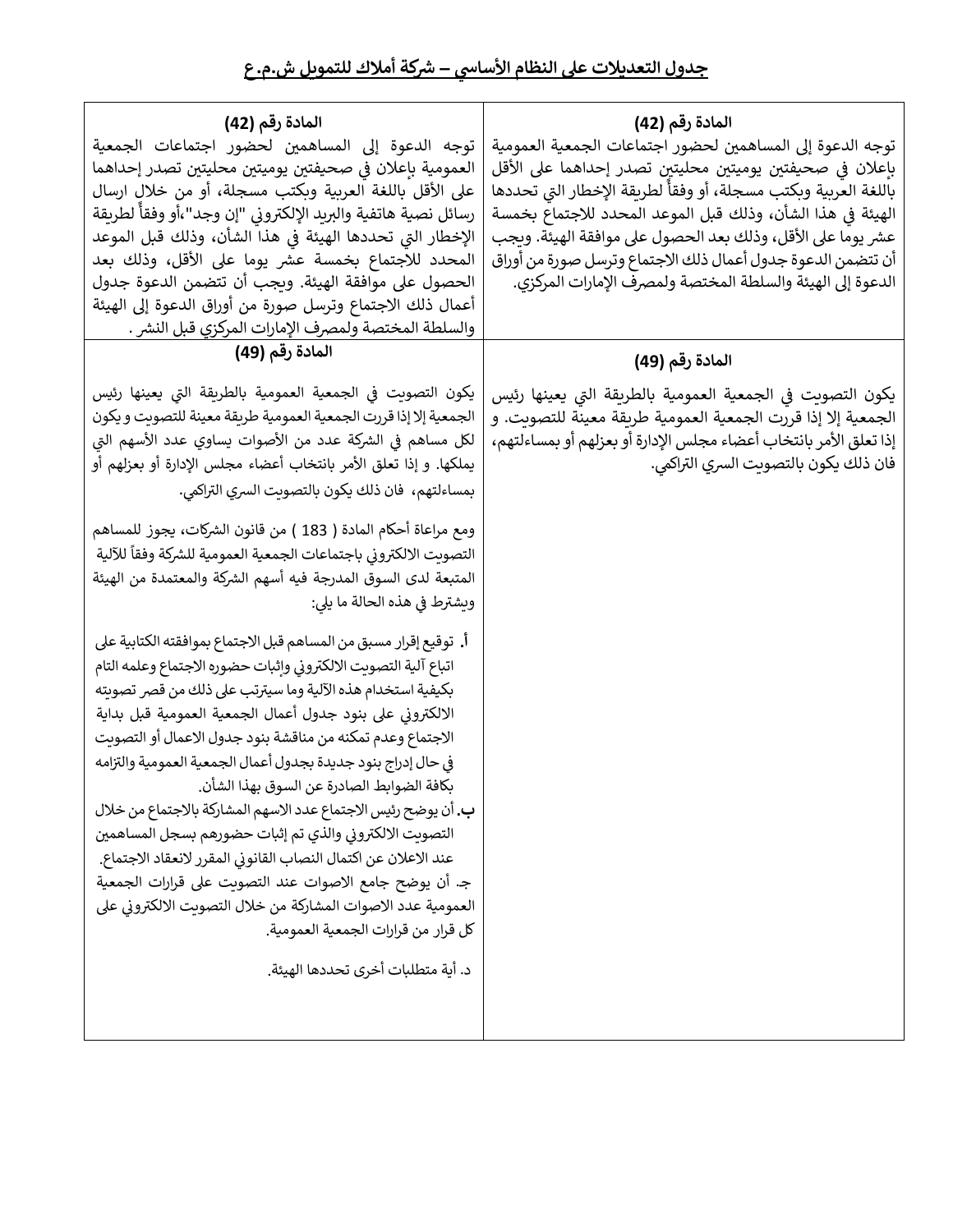# جدول التعديلات على النظام الأساسي – شركة أملاك للتمويل ش.م.ع

| | |
|---|---|
| **المادة رقم (42)**<br>توجه الدعوة إلى المساهمين لحضور اجتماعات الجمعية العمومية بإعلان في صحيفتين يوميتين محليتين تصدر إحداهما على الأقل باللغة العربية وبكتب مسجلة، أو وفقاً لطريقة الإخطار التي تحددها الهيئة في هذا الشأن، وذلك قبل الموعد المحدد للاجتماع بخمسة عشر يوما على الأقل، وذلك بعد الحصول على موافقة الهيئة. ويجب أن تتضمن الدعوة جدول أعمال ذلك الاجتماع وترسل صورة من أوراق الدعوة إلى الهيئة والسلطة المختصة ولمصرف الإمارات المركزي. | **المادة رقم (42)**<br>توجه الدعوة إلى المساهمين لحضور اجتماعات الجمعية العمومية بإعلان في صحيفتين يوميتين محليتين تصدر إحداهما على الأقل باللغة العربية وبكتب مسجلة، أو من خلال ارسال رسائل نصية هاتفية والبريد الإلكتروني "إن وجد"،أو وفقاً لطريقة الإخطار التي تحددها الهيئة في هذا الشأن، وذلك قبل الموعد المحدد للاجتماع بخمسة عشر يوما على الأقل، وذلك بعد الحصول على موافقة الهيئة. ويجب أن تتضمن الدعوة جدول أعمال ذلك الاجتماع وترسل صورة من أوراق الدعوة إلى الهيئة والسلطة المختصة ولمصرف الإمارات المركزي قبل النشر . |
| **المادة رقم (49)**<br>يكون التصويت في الجمعية العمومية بالطريقة التي يعينها رئيس الجمعية إلا إذا قررت الجمعية العمومية طريقة معينة للتصويت. و إذا تعلق الأمر بانتخاب أعضاء مجلس الإدارة أو بعزلهم أو بمساءلتهم، فان ذلك يكون بالتصويت السري التراكمي. | **المادة رقم (49)**<br>يكون التصويت في الجمعية العمومية بالطريقة التي يعينها رئيس الجمعية إلا إذا قررت الجمعية العمومية طريقة معينة للتصويت و يكون لكل مساهم في الشركة عدد من الأصوات يساوي عدد الأسهم التي يملكها. و إذا تعلق الأمر بانتخاب أعضاء مجلس الإدارة أو بعزلهم أو بمساءلتهم، فان ذلك يكون بالتصويت السري التراكمي.<br><br>ومع مراعاة أحكام المادة ( 183 ) من قانون الشركات، يجوز للمساهم التصويت الالكتروني باجتماعات الجمعية العمومية للشركة وفقاً للآلية المتبعة لدى السوق المدرجة فيه أسهم الشركة والمعتمدة من الهيئة ويشترط في هذه الحالة ما يلي:<br><br>**أ.** توقيع إقرار مسبق من المساهم قبل الاجتماع بموافقته الكتابية على اتباع آلية التصويت الالكتروني وإثبات حضوره الاجتماع وعلمه التام بكيفية استخدام هذه الآلية وما سيترتب على ذلك من قصر تصويته الالكتروني على بنود جدول أعمال الجمعية العمومية قبل بداية الاجتماع وعدم تمكنه من مناقشة بنود جدول الاعمال أو التصويت في حال إدراج بنود جديدة بجدول أعمال الجمعية العمومية والتزامه بكافة الضوابط الصادرة عن السوق بهذا الشأن.<br>**ب.** أن يوضح رئيس الاجتماع عدد الاسهم المشاركة بالاجتماع من خلال التصويت الالكتروني والذي تم إثبات حضورهم بسجل المساهمين عند الاعلان عن اكتمال النصاب القانوني المقرر لانعقاد الاجتماع.<br>ج. أن يوضح جامع الاصوات عند التصويت على قرارات الجمعية العمومية عدد الاصوات المشاركة من خلال التصويت الالكتروني على كل قرار من قرارات الجمعية العمومية.<br><br>د. أية متطلبات أخرى تحددها الهيئة. |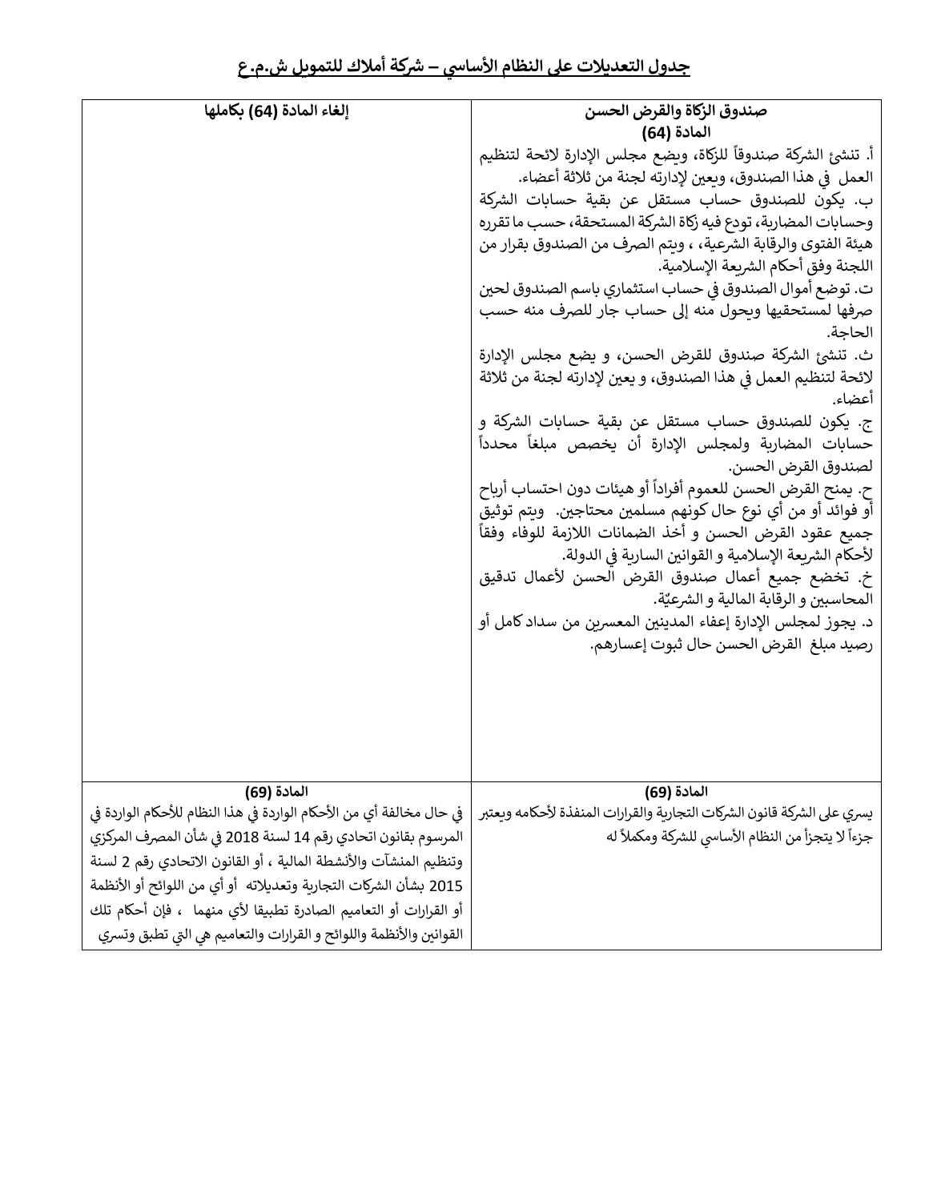## جدول التعديلات على النظام الأساسي – شركة أملاك للتمويل ش.م.ع

| | |
|---|---|
| **صندوق الزكاة والقرض الحسن**<br>**المادة (64)**<br>أ. تنشئ الشركة صندوقاً للزكاة، ويضع مجلس الإدارة لائحة لتنظيم العمل في هذا الصندوق، ويعين لإدارته لجنة من ثلاثة أعضاء.<br>ب. يكون للصندوق حساب مستقل عن بقية حسابات الشركة وحسابات المضاربة، تودع فيه زكاة الشركة المستحقة، حسب ما تقرره هيئة الفتوى والرقابة الشرعية، ، ويتم الصرف من الصندوق بقرار من اللجنة وفق أحكام الشريعة الإسلامية.<br>ت. توضع أموال الصندوق في حساب استثماري باسم الصندوق لحين صرفها لمستحقيها ويحول منه إلى حساب جار للصرف منه حسب الحاجة.<br>ث. تنشئ الشركة صندوق للقرض الحسن، و يضع مجلس الإدارة لائحة لتنظيم العمل في هذا الصندوق، و يعين لإدارته لجنة من ثلاثة أعضاء.<br>ج. يكون للصندوق حساب مستقل عن بقية حسابات الشركة و حسابات المضاربة ولمجلس الإدارة أن يخصص مبلغاً محدداً لصندوق القرض الحسن.<br>ح. يمنح القرض الحسن للعموم أفراداً أو هيئات دون احتساب أرباح أو فوائد أو من أي نوع حال كونهم مسلمين محتاجين. ويتم توثيق جميع عقود القرض الحسن و أخذ الضمانات اللازمة للوفاء وفقاً لأحكام الشريعة الإسلامية و القوانين السارية في الدولة.<br>خ. تخضع جميع أعمال صندوق القرض الحسن لأعمال تدقيق المحاسبين و الرقابة المالية و الشرعيّة.<br>د. يجوز لمجلس الإدارة إعفاء المدينين المعسرين من سداد كامل أو رصيد مبلغ القرض الحسن حال ثبوت إعسارهم. | **إلغاء المادة (64) بكاملها** |
| **المادة (69)**<br>يسري على الشركة قانون الشركات التجارية والقرارات المنفذة لأحكامه ويعتبر جزءاً لا يتجزأ من النظام الأساسي للشركة ومكملاً له | **المادة (69)**<br>في حال مخالفة أي من الأحكام الواردة في هذا النظام للأحكام الواردة في المرسوم بقانون اتحادي رقم 14 لسنة 2018 في شأن المصرف المركزي وتنظيم المنشآت والأنشطة المالية ، أو القانون الاتحادي رقم 2 لسنة 2015 بشأن الشركات التجارية وتعديلاته أو أي من اللوائح أو الأنظمة أو القرارات أو التعاميم الصادرة تطبيقا لأي منهما ، فإن أحكام تلك القوانين والأنظمة واللوائح و القرارات والتعاميم هي التي تطبق وتسري |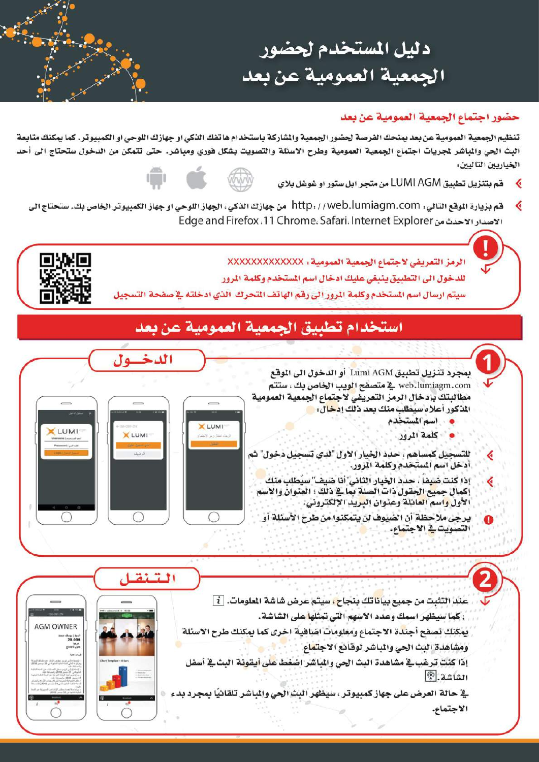# دليل المستخدم لحضور الجمعية العمومية عن بعد

## حضور اجتماع الجمعية العمومية عن بعد

تنظيم الجمعية العمومية عن بعد يمنحك الفرصة لحضور الجمعية والمشاركة باستخدام هاتفك الذكي او جهازك اللوحي او الكمبيوتر. كما يمكنك متابعة البث الحي والمباشر لمجريات اجتماع الجمعية العمومية وطرح الاسئلة والتصويت بشكل فوري ومباشر. حتى تتمكن من الدخول ستحتاج الى أحد الخيارين التاليين:

- قم بتنزيل تطبيق LUMI AGM من متجر ابل ستور او غوغل بلاي
- قم بزيارة الموقع التالي: http://web.lumiagm.com من جهازك الذكي، الجهاز اللوحي او جهاز الكمبيوتر الخاص بك. ستحتاج الى الاصدار الاحدث من Internet Explorer 11، Chrome، Safari، Edge and Firefox

**الرمز التعريفي لاجتماع الجمعية العمومية: XXXXXXXXXXXXX**

**للدخول الى التطبيق ينبغي عليك ادخال اسم المستخدم وكلمة المرور**

**سيتم ارسال اسم المستخدم وكلمة المرور الى رقم الهاتف المتحرك الذي ادخلته في صفحة التسجيل**

## استخدام تطبيق الجمعية العمومية عن بعد

### 1 الدخول

بمجرد تنزيل تطبيق Lumi AGM أو الدخول الى الموقع web.lumiagm.com في متصفح الويب الخاص بك، ستتم مطالبتك بإدخال الرمز التعريفي لاجتماع الجمعية العمومية المذكور أعلاه سيُطلب منك بعد ذلك إدخال:

- اسم المستخدم
- كلمة المرور

- للتسجيل كمساهم، حدد الخيار الاول "لدي تسجيل دخول" ثم أدخل اسم المستخدم وكلمة المرور.
- إذا كنت ضيفاً، حدد الخيار الثاني "أنا ضيف" سيُطلب منك إكمال جميع الحقول ذات الصلة بما في ذلك: العنوان والاسم الأول واسم العائلة وعنوان البريد الإلكتروني.
- يرجى ملاحظة أن الضيوف لن يتمكنوا من طرح الأسئلة أو التصويت في الاجتماع.

### 2 التنقل

عند التثبت من جميع بياناتك بنجاح، سيتم عرض شاشة المعلومات. i

كما سيظهر اسمك وعدد الاسهم التي تمثلها على الشاشة.

يمكنك تصفح أجندة الاجتماع ومعلومات اضافية اخرى كما يمكنك طرح الاسئلة ومشاهدة البث الحي والمباشر لوقائع الاجتماع

إذا كنت ترغب في مشاهدة البث الحي والمباشر اضغط على أيقونة البث في أسفل الشاشة.

في حالة العرض على جهاز كمبيوتر، سيظهر البث الحي والمباشر تلقائيًا بمجرد بدء الاجتماع.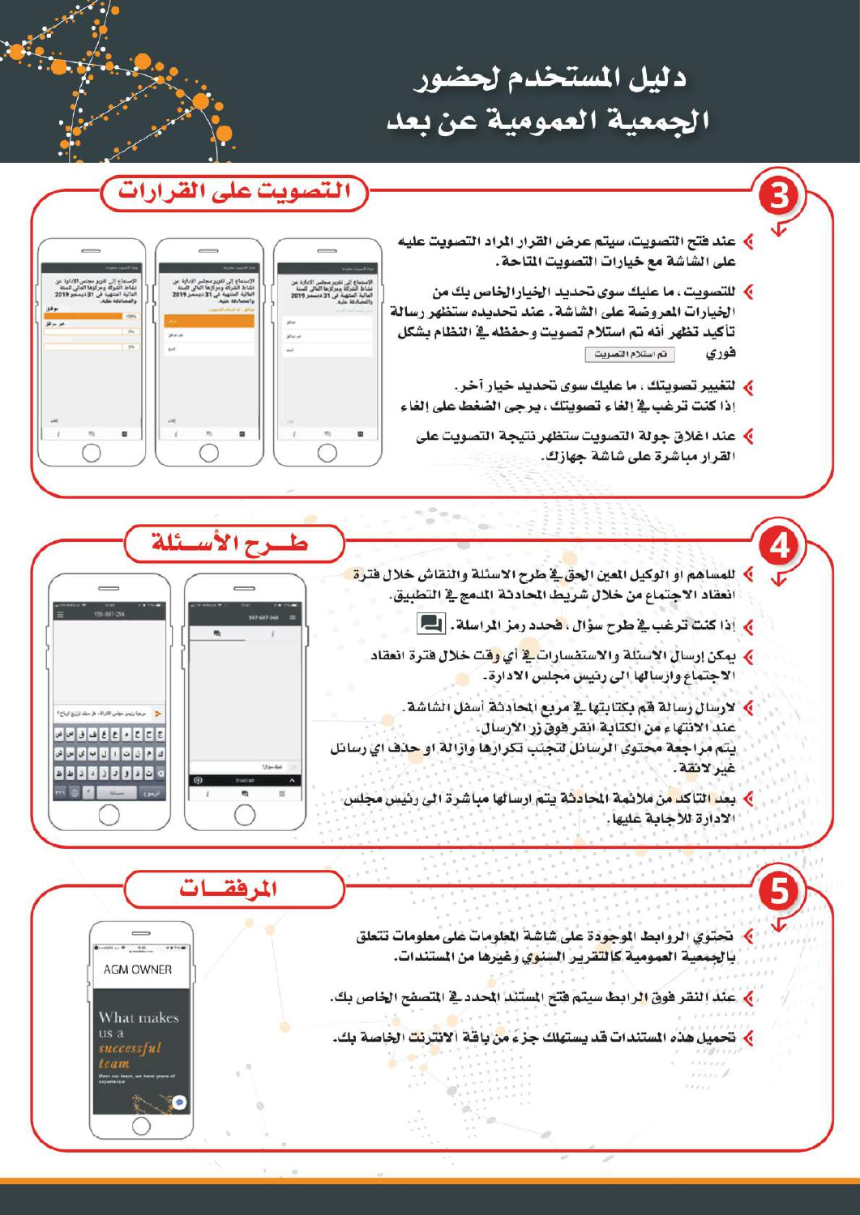# دليل المستخدم لحضور الجمعية العمومية عن بعد

## 3 التصويت على القرارات

- عند فتح التصويت، سيتم عرض القرار المراد التصويت عليه على الشاشة مع خيارات التصويت المتاحة.
- للتصويت، ما عليك سوى تحديد الخيار الخاص بك من الخيارات المعروضة على الشاشة. عند تحديده ستظهر رسالة تأكيد تظهر أنه تم استلام تصويت وحفظه في النظام بشكل فوري [تم استلام التصويت]
- لتغيير تصويتك، ما عليك سوى تحديد خيار آخر.
  إذا كنت ترغب في إلغاء تصويتك، يرجى الضغط على إلغاء
- عند اغلاق جولة التصويت ستظهر نتيجة التصويت على القرار مباشرة على شاشة جهازك.

## 4 طـرح الأسـئلة

- للمساهم او الوكيل المعين الحق في طرح الاسئلة والنقاش خلال فترة انعقاد الاجتماع من خلال شريط المحادثة المدمج في التطبيق.
- إذا كنت ترغب في طرح سؤال، فحدد رمز المراسلة.
- يمكن إرسال الأسئلة والاستفسارات في أي وقت خلال فترة انعقاد الاجتماع وارسالها الى رئيس مجلس الادارة.
- لارسال رسالة قم بكتابتها في مربع المحادثة أسفل الشاشة.
  عند الانتهاء من الكتابة انقر فوق زر الارسال.
  يتم مراجعة محتوى الرسائل لتجنب تكرارها وازالة او حذف اي رسائل غير لائقة.
- بعد التأكد من ملائمة المحادثة يتم ارسالها مباشرة الى رئيس مجلس الادارة للأجابة عليها.

## 5 المرفقـات

- تحتوي الروابط الموجودة على شاشة المعلومات على معلومات تتعلق بالجمعية العمومية كالتقرير السنوي وغيرها من المستندات.
- عند النقر فوق الرابط سيتم فتح المستند المحدد في المتصفح الخاص بك.
- تحميل هذه المستندات قد يستهلك جزءً من باقة الانترنت الخاصة بك.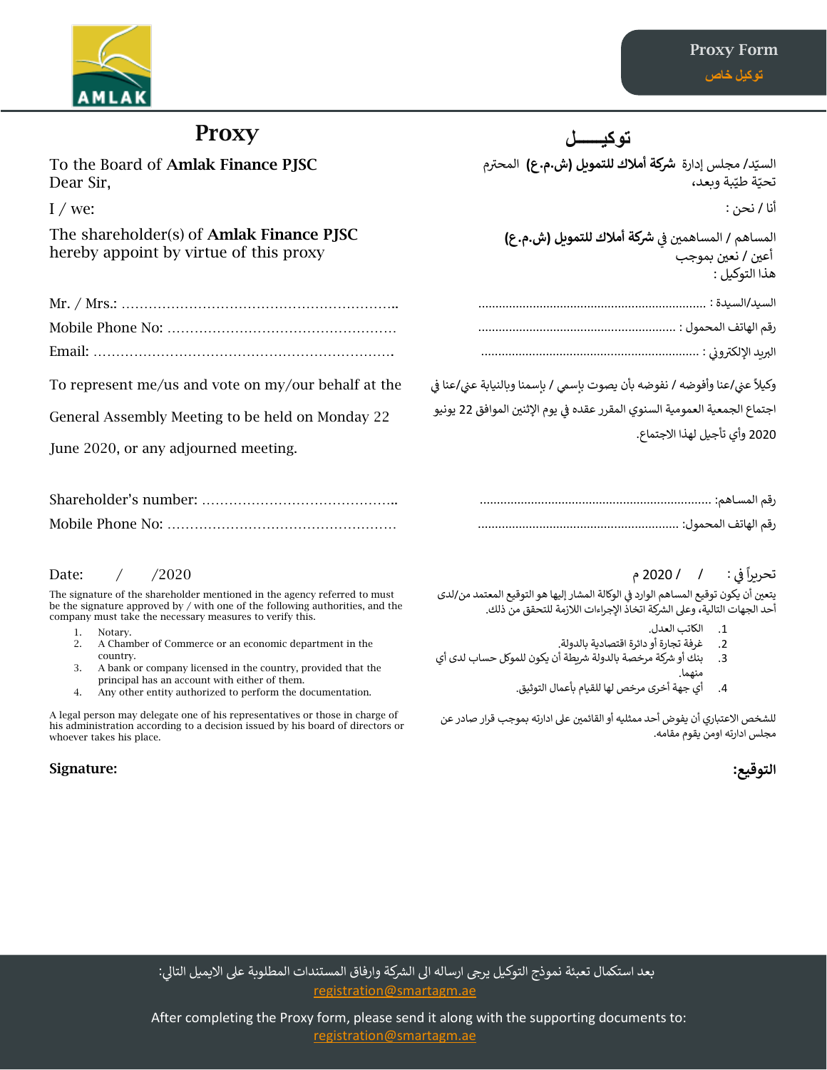Proxy Form

توكيل خاص

# Proxy

To the Board of **Amlak Finance PJSC**
Dear Sir,

I / we:

The shareholder(s) of **Amlak Finance PJSC**
hereby appoint by virtue of this proxy

Mr. / Mrs.: ……………………………………………………..

Mobile Phone No: ……………………………………………

Email: ………………………………………………………….

To represent me/us and vote on my/our behalf at the General Assembly Meeting to be held on Monday 22 June 2020, or any adjourned meeting.

Shareholder's number: …………………………………..

Mobile Phone No: ……………………………………………

Date: / /2020

The signature of the shareholder mentioned in the agency referred to must be the signature approved by / with one of the following authorities, and the company must take the necessary measures to verify this.

1. Notary.
2. A Chamber of Commerce or an economic department in the country.
3. A bank or company licensed in the country, provided that the principal has an account with either of them.
4. Any other entity authorized to perform the documentation.

A legal person may delegate one of his representatives or those in charge of his administration according to a decision issued by his board of directors or whoever takes his place.

**Signature:**

# توكيـــــل

السيّد/ مجلس إدارة **شركة أملاك للتمويل (ش.م.ع)** المحترم
تحيّة طيّبة وبعد،

أنا / نحن :

المساهم / المساهمين في **شركة أملاك للتمويل (ش.م.ع)**
أعين / نعين بموجب
هذا التوكيل :

السيد/السيدة : ………………………………………………………

رقم الهاتف المحمول : ……………………………………………

البريد الإلكتروني : …………………………………………………

وكيلاً عني/عنا وأفوضه / نفوضه بأن يصوت بإسمي / بإسمنا وبالنيابة عني/عنا في اجتماع الجمعية العمومية السنوي المقرر عقده في يوم الإثنين الموافق 22 يونيو 2020 وأي تأجيل لهذا الاجتماع.

رقم المساهم: ………………………………………………………

رقم الهاتف المحمول: ……………………………………………

تحريراً في : / / 2020 م

يتعين أن يكون توقيع المساهم الوارد في الوكالة المشار إليها هو التوقيع المعتمد من/لدى أحد الجهات التالية، وعلى الشركة اتخاذ الإجراءات اللازمة للتحقق من ذلك.

1. الكاتب العدل.
2. غرفة تجارة أو دائرة اقتصادية بالدولة.
3. بنك أو شركة مرخصة بالدولة شريطة أن يكون للموكل حساب لدى أي منهما.
4. أي جهة أخرى مرخص لها للقيام بأعمال التوثيق.

للشخص الاعتباري أن يفوض أحد ممثليه أو القائمين على ادارته بموجب قرار صادر عن مجلس ادارته اومن يقوم مقامه.

**التوقيع:**

بعد استكمال تعبئة نموذج التوكيل يرجى ارساله الى الشركة وارفاق المستندات المطلوبة على الايميل التالي:
registration@smartagm.ae

After completing the Proxy form, please send it along with the supporting documents to:
registration@smartagm.ae